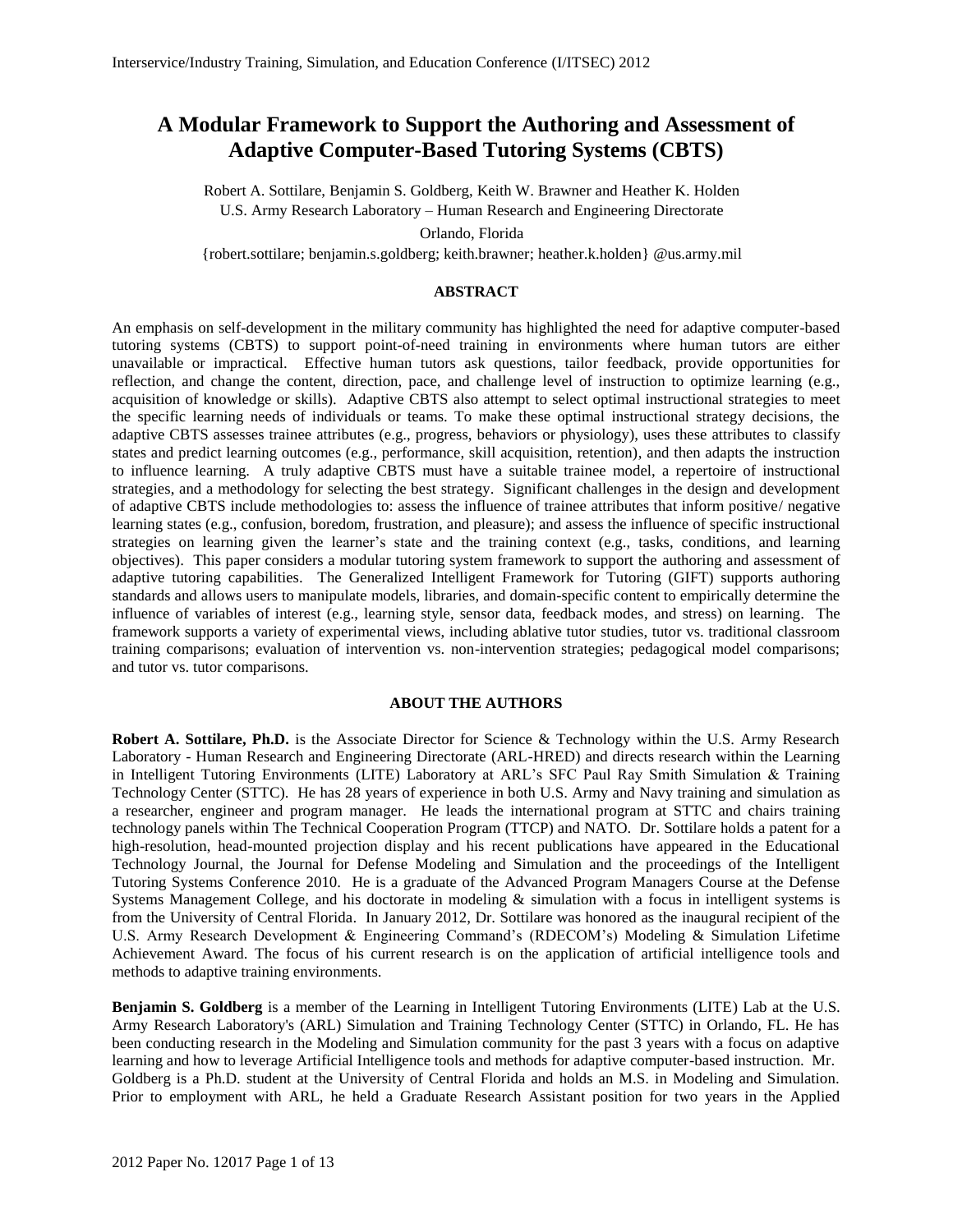# A Modular Framework to Support the Authoring and Assessment of Adaptive Computer-Based Tutoring Systems (CBTS)

Robert A. Sottilare, Benjamin S. Goldberg, Keith W. Brawner and Heather K. Holden
U.S. Army Research Laboratory – Human Research and Engineering Directorate
Orlando, Florida
{robert.sottilare; benjamin.s.goldberg; keith.brawner; heather.k.holden} @us.army.mil

## ABSTRACT

An emphasis on self-development in the military community has highlighted the need for adaptive computer-based tutoring systems (CBTS) to support point-of-need training in environments where human tutors are either unavailable or impractical. Effective human tutors ask questions, tailor feedback, provide opportunities for reflection, and change the content, direction, pace, and challenge level of instruction to optimize learning (e.g., acquisition of knowledge or skills). Adaptive CBTS also attempt to select optimal instructional strategies to meet the specific learning needs of individuals or teams. To make these optimal instructional strategy decisions, the adaptive CBTS assesses trainee attributes (e.g., progress, behaviors or physiology), uses these attributes to classify states and predict learning outcomes (e.g., performance, skill acquisition, retention), and then adapts the instruction to influence learning. A truly adaptive CBTS must have a suitable trainee model, a repertoire of instructional strategies, and a methodology for selecting the best strategy. Significant challenges in the design and development of adaptive CBTS include methodologies to: assess the influence of trainee attributes that inform positive/ negative learning states (e.g., confusion, boredom, frustration, and pleasure); and assess the influence of specific instructional strategies on learning given the learner's state and the training context (e.g., tasks, conditions, and learning objectives). This paper considers a modular tutoring system framework to support the authoring and assessment of adaptive tutoring capabilities. The Generalized Intelligent Framework for Tutoring (GIFT) supports authoring standards and allows users to manipulate models, libraries, and domain-specific content to empirically determine the influence of variables of interest (e.g., learning style, sensor data, feedback modes, and stress) on learning. The framework supports a variety of experimental views, including ablative tutor studies, tutor vs. traditional classroom training comparisons; evaluation of intervention vs. non-intervention strategies; pedagogical model comparisons; and tutor vs. tutor comparisons.

## ABOUT THE AUTHORS

**Robert A. Sottilare, Ph.D.** is the Associate Director for Science & Technology within the U.S. Army Research Laboratory - Human Research and Engineering Directorate (ARL-HRED) and directs research within the Learning in Intelligent Tutoring Environments (LITE) Laboratory at ARL's SFC Paul Ray Smith Simulation & Training Technology Center (STTC). He has 28 years of experience in both U.S. Army and Navy training and simulation as a researcher, engineer and program manager. He leads the international program at STTC and chairs training technology panels within The Technical Cooperation Program (TTCP) and NATO. Dr. Sottilare holds a patent for a high-resolution, head-mounted projection display and his recent publications have appeared in the Educational Technology Journal, the Journal for Defense Modeling and Simulation and the proceedings of the Intelligent Tutoring Systems Conference 2010. He is a graduate of the Advanced Program Managers Course at the Defense Systems Management College, and his doctorate in modeling & simulation with a focus in intelligent systems is from the University of Central Florida. In January 2012, Dr. Sottilare was honored as the inaugural recipient of the U.S. Army Research Development & Engineering Command's (RDECOM's) Modeling & Simulation Lifetime Achievement Award. The focus of his current research is on the application of artificial intelligence tools and methods to adaptive training environments.

**Benjamin S. Goldberg** is a member of the Learning in Intelligent Tutoring Environments (LITE) Lab at the U.S. Army Research Laboratory's (ARL) Simulation and Training Technology Center (STTC) in Orlando, FL. He has been conducting research in the Modeling and Simulation community for the past 3 years with a focus on adaptive learning and how to leverage Artificial Intelligence tools and methods for adaptive computer-based instruction. Mr. Goldberg is a Ph.D. student at the University of Central Florida and holds an M.S. in Modeling and Simulation. Prior to employment with ARL, he held a Graduate Research Assistant position for two years in the Applied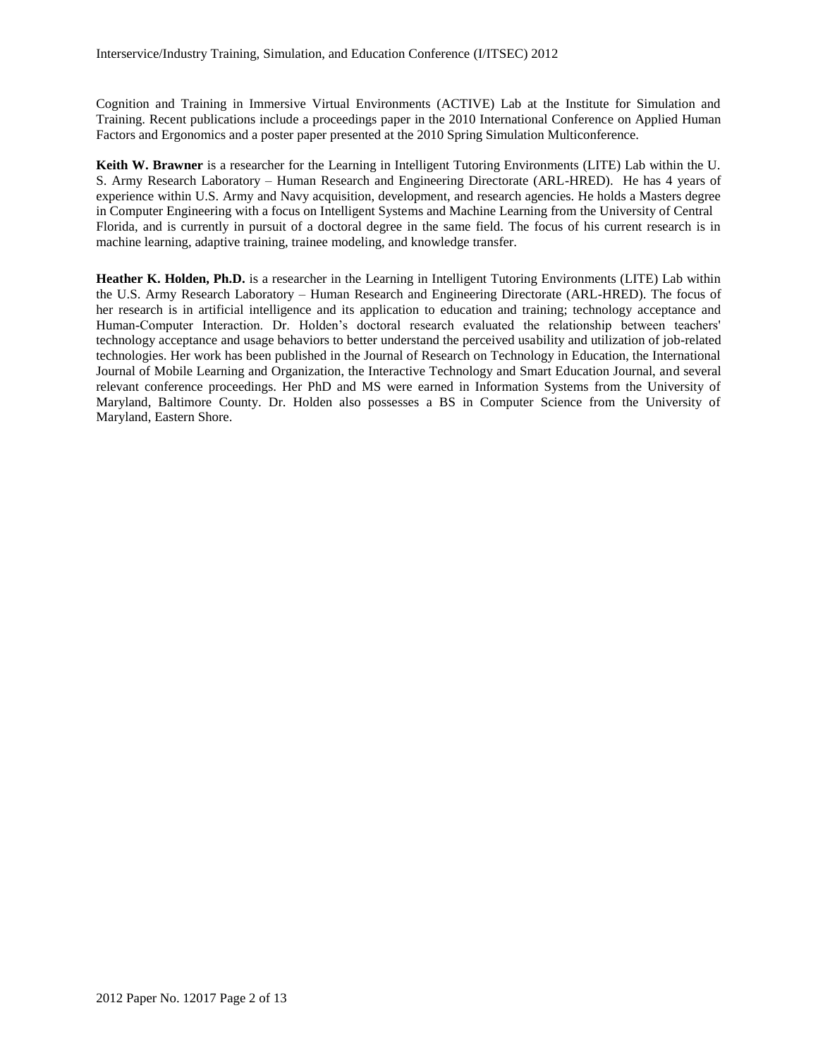Cognition and Training in Immersive Virtual Environments (ACTIVE) Lab at the Institute for Simulation and Training. Recent publications include a proceedings paper in the 2010 International Conference on Applied Human Factors and Ergonomics and a poster paper presented at the 2010 Spring Simulation Multiconference.

**Keith W. Brawner** is a researcher for the Learning in Intelligent Tutoring Environments (LITE) Lab within the U. S. Army Research Laboratory – Human Research and Engineering Directorate (ARL-HRED). He has 4 years of experience within U.S. Army and Navy acquisition, development, and research agencies. He holds a Masters degree in Computer Engineering with a focus on Intelligent Systems and Machine Learning from the University of Central Florida, and is currently in pursuit of a doctoral degree in the same field. The focus of his current research is in machine learning, adaptive training, trainee modeling, and knowledge transfer.

**Heather K. Holden, Ph.D.** is a researcher in the Learning in Intelligent Tutoring Environments (LITE) Lab within the U.S. Army Research Laboratory – Human Research and Engineering Directorate (ARL-HRED). The focus of her research is in artificial intelligence and its application to education and training; technology acceptance and Human-Computer Interaction. Dr. Holden's doctoral research evaluated the relationship between teachers' technology acceptance and usage behaviors to better understand the perceived usability and utilization of job-related technologies. Her work has been published in the Journal of Research on Technology in Education, the International Journal of Mobile Learning and Organization, the Interactive Technology and Smart Education Journal, and several relevant conference proceedings. Her PhD and MS were earned in Information Systems from the University of Maryland, Baltimore County. Dr. Holden also possesses a BS in Computer Science from the University of Maryland, Eastern Shore.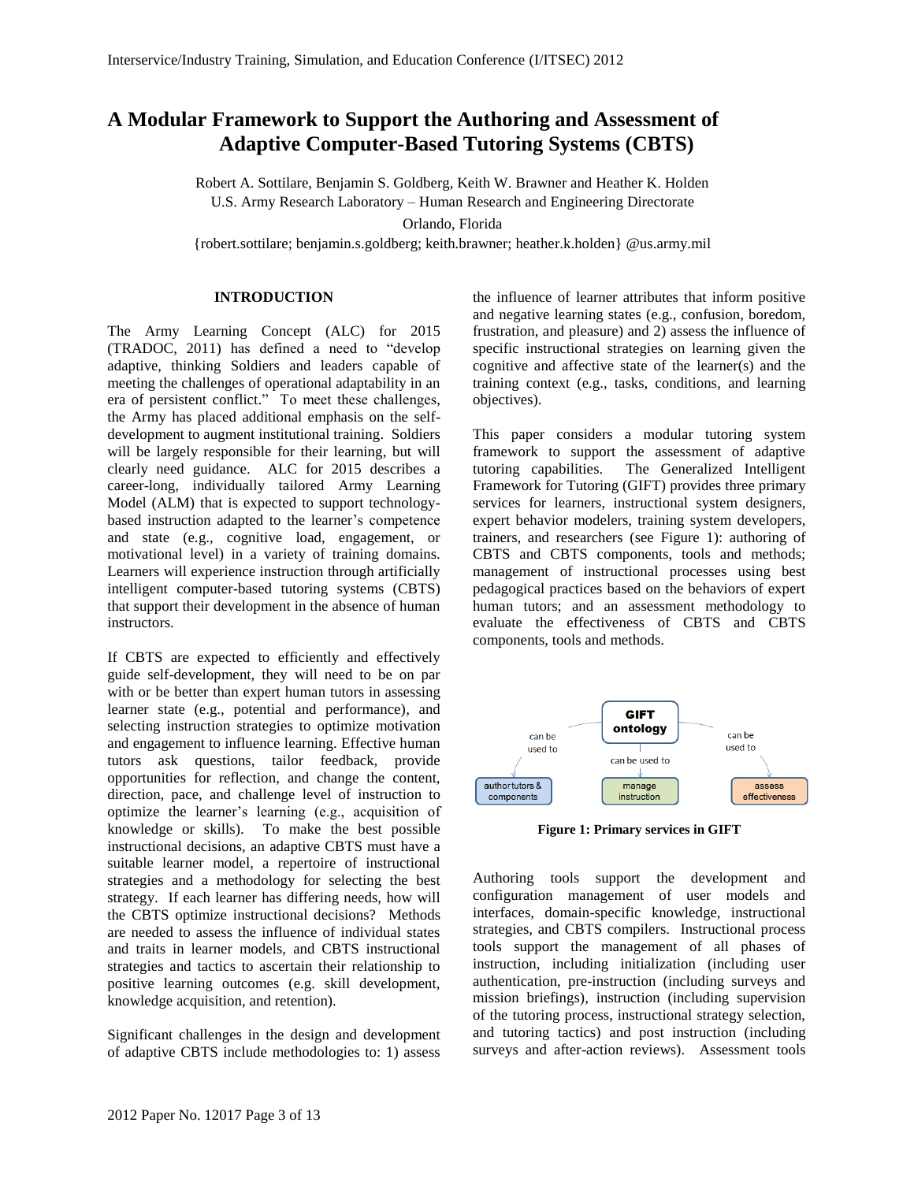# A Modular Framework to Support the Authoring and Assessment of Adaptive Computer-Based Tutoring Systems (CBTS)

Robert A. Sottilare, Benjamin S. Goldberg, Keith W. Brawner and Heather K. Holden
U.S. Army Research Laboratory – Human Research and Engineering Directorate
Orlando, Florida
{robert.sottilare; benjamin.s.goldberg; keith.brawner; heather.k.holden} @us.army.mil

## INTRODUCTION

The Army Learning Concept (ALC) for 2015 (TRADOC, 2011) has defined a need to "develop adaptive, thinking Soldiers and leaders capable of meeting the challenges of operational adaptability in an era of persistent conflict." To meet these challenges, the Army has placed additional emphasis on the self-development to augment institutional training. Soldiers will be largely responsible for their learning, but will clearly need guidance. ALC for 2015 describes a career-long, individually tailored Army Learning Model (ALM) that is expected to support technology-based instruction adapted to the learner's competence and state (e.g., cognitive load, engagement, or motivational level) in a variety of training domains. Learners will experience instruction through artificially intelligent computer-based tutoring systems (CBTS) that support their development in the absence of human instructors.

If CBTS are expected to efficiently and effectively guide self-development, they will need to be on par with or be better than expert human tutors in assessing learner state (e.g., potential and performance), and selecting instruction strategies to optimize motivation and engagement to influence learning. Effective human tutors ask questions, tailor feedback, provide opportunities for reflection, and change the content, direction, pace, and challenge level of instruction to optimize the learner's learning (e.g., acquisition of knowledge or skills). To make the best possible instructional decisions, an adaptive CBTS must have a suitable learner model, a repertoire of instructional strategies and a methodology for selecting the best strategy. If each learner has differing needs, how will the CBTS optimize instructional decisions? Methods are needed to assess the influence of individual states and traits in learner models, and CBTS instructional strategies and tactics to ascertain their relationship to positive learning outcomes (e.g. skill development, knowledge acquisition, and retention).

Significant challenges in the design and development of adaptive CBTS include methodologies to: 1) assess the influence of learner attributes that inform positive and negative learning states (e.g., confusion, boredom, frustration, and pleasure) and 2) assess the influence of specific instructional strategies on learning given the cognitive and affective state of the learner(s) and the training context (e.g., tasks, conditions, and learning objectives).

This paper considers a modular tutoring system framework to support the assessment of adaptive tutoring capabilities. The Generalized Intelligent Framework for Tutoring (GIFT) provides three primary services for learners, instructional system designers, expert behavior modelers, training system developers, trainers, and researchers (see Figure 1): authoring of CBTS and CBTS components, tools and methods; management of instructional processes using best pedagogical practices based on the behaviors of expert human tutors; and an assessment methodology to evaluate the effectiveness of CBTS and CBTS components, tools and methods.

**Figure 1: Primary services in GIFT**

Authoring tools support the development and configuration management of user models and interfaces, domain-specific knowledge, instructional strategies, and CBTS compilers. Instructional process tools support the management of all phases of instruction, including initialization (including user authentication, pre-instruction (including surveys and mission briefings), instruction (including supervision of the tutoring process, instructional strategy selection, and tutoring tactics) and post instruction (including surveys and after-action reviews). Assessment tools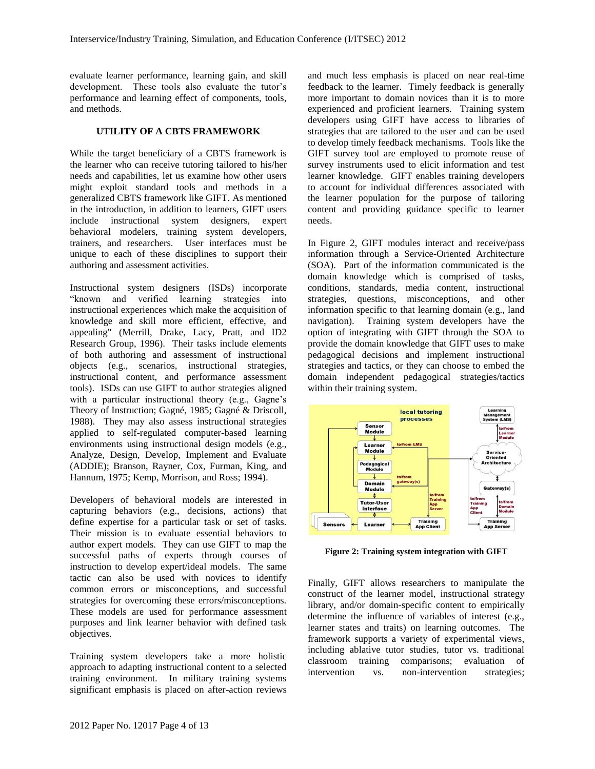evaluate learner performance, learning gain, and skill development. These tools also evaluate the tutor's performance and learning effect of components, tools, and methods.

## UTILITY OF A CBTS FRAMEWORK

While the target beneficiary of a CBTS framework is the learner who can receive tutoring tailored to his/her needs and capabilities, let us examine how other users might exploit standard tools and methods in a generalized CBTS framework like GIFT. As mentioned in the introduction, in addition to learners, GIFT users include instructional system designers, expert behavioral modelers, training system developers, trainers, and researchers. User interfaces must be unique to each of these disciplines to support their authoring and assessment activities.

Instructional system designers (ISDs) incorporate "known and verified learning strategies into instructional experiences which make the acquisition of knowledge and skill more efficient, effective, and appealing" (Merrill, Drake, Lacy, Pratt, and ID2 Research Group, 1996). Their tasks include elements of both authoring and assessment of instructional objects (e.g., scenarios, instructional strategies, instructional content, and performance assessment tools). ISDs can use GIFT to author strategies aligned with a particular instructional theory (e.g., Gagne's Theory of Instruction; Gagné, 1985; Gagné & Driscoll, 1988). They may also assess instructional strategies applied to self-regulated computer-based learning environments using instructional design models (e.g., Analyze, Design, Develop, Implement and Evaluate (ADDIE); Branson, Rayner, Cox, Furman, King, and Hannum, 1975; Kemp, Morrison, and Ross; 1994).

Developers of behavioral models are interested in capturing behaviors (e.g., decisions, actions) that define expertise for a particular task or set of tasks. Their mission is to evaluate essential behaviors to author expert models. They can use GIFT to map the successful paths of experts through courses of instruction to develop expert/ideal models. The same tactic can also be used with novices to identify common errors or misconceptions, and successful strategies for overcoming these errors/misconceptions. These models are used for performance assessment purposes and link learner behavior with defined task objectives.

Training system developers take a more holistic approach to adapting instructional content to a selected training environment. In military training systems significant emphasis is placed on after-action reviews and much less emphasis is placed on near real-time feedback to the learner. Timely feedback is generally more important to domain novices than it is to more experienced and proficient learners. Training system developers using GIFT have access to libraries of strategies that are tailored to the user and can be used to develop timely feedback mechanisms. Tools like the GIFT survey tool are employed to promote reuse of survey instruments used to elicit information and test learner knowledge. GIFT enables training developers to account for individual differences associated with the learner population for the purpose of tailoring content and providing guidance specific to learner needs.

In Figure 2, GIFT modules interact and receive/pass information through a Service-Oriented Architecture (SOA). Part of the information communicated is the domain knowledge which is comprised of tasks, conditions, standards, media content, instructional strategies, questions, misconceptions, and other information specific to that learning domain (e.g., land navigation). Training system developers have the option of integrating with GIFT through the SOA to provide the domain knowledge that GIFT uses to make pedagogical decisions and implement instructional strategies and tactics, or they can choose to embed the domain independent pedagogical strategies/tactics within their training system.

**Figure 2: Training system integration with GIFT**

Finally, GIFT allows researchers to manipulate the construct of the learner model, instructional strategy library, and/or domain-specific content to empirically determine the influence of variables of interest (e.g., learner states and traits) on learning outcomes. The framework supports a variety of experimental views, including ablative tutor studies, tutor vs. traditional classroom training comparisons; evaluation of intervention vs. non-intervention strategies;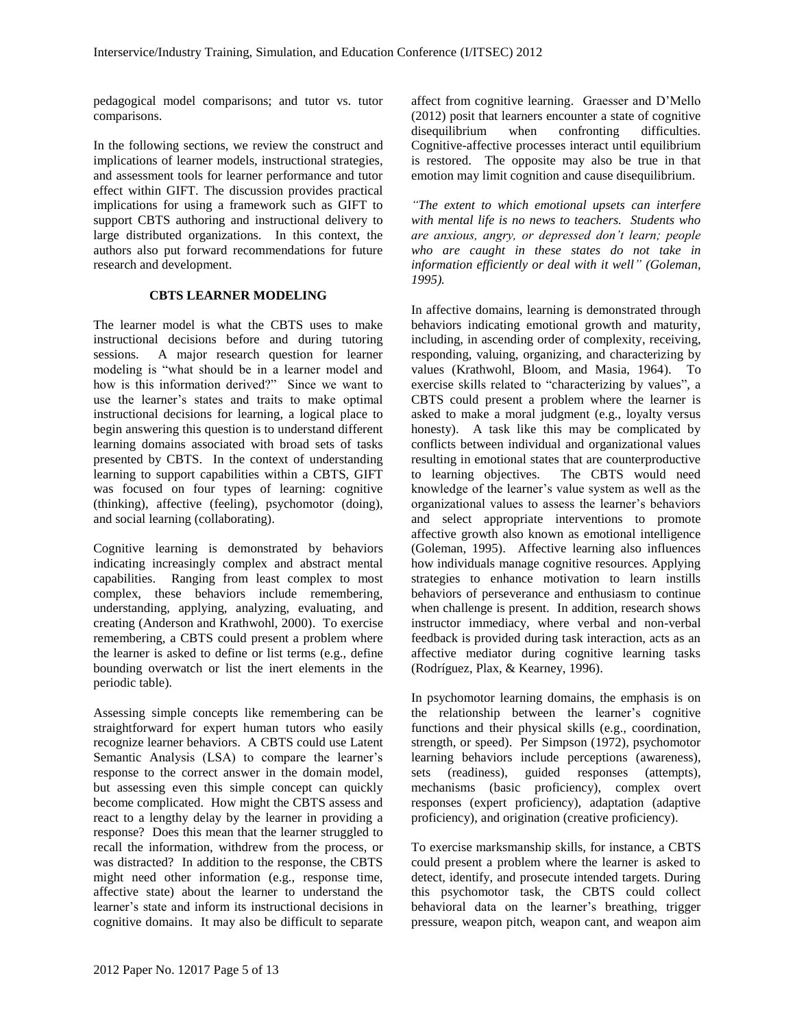pedagogical model comparisons; and tutor vs. tutor comparisons.

In the following sections, we review the construct and implications of learner models, instructional strategies, and assessment tools for learner performance and tutor effect within GIFT. The discussion provides practical implications for using a framework such as GIFT to support CBTS authoring and instructional delivery to large distributed organizations. In this context, the authors also put forward recommendations for future research and development.

## CBTS LEARNER MODELING

The learner model is what the CBTS uses to make instructional decisions before and during tutoring sessions. A major research question for learner modeling is "what should be in a learner model and how is this information derived?" Since we want to use the learner's states and traits to make optimal instructional decisions for learning, a logical place to begin answering this question is to understand different learning domains associated with broad sets of tasks presented by CBTS. In the context of understanding learning to support capabilities within a CBTS, GIFT was focused on four types of learning: cognitive (thinking), affective (feeling), psychomotor (doing), and social learning (collaborating).

Cognitive learning is demonstrated by behaviors indicating increasingly complex and abstract mental capabilities. Ranging from least complex to most complex, these behaviors include remembering, understanding, applying, analyzing, evaluating, and creating (Anderson and Krathwohl, 2000). To exercise remembering, a CBTS could present a problem where the learner is asked to define or list terms (e.g., define bounding overwatch or list the inert elements in the periodic table).

Assessing simple concepts like remembering can be straightforward for expert human tutors who easily recognize learner behaviors. A CBTS could use Latent Semantic Analysis (LSA) to compare the learner's response to the correct answer in the domain model, but assessing even this simple concept can quickly become complicated. How might the CBTS assess and react to a lengthy delay by the learner in providing a response? Does this mean that the learner struggled to recall the information, withdrew from the process, or was distracted? In addition to the response, the CBTS might need other information (e.g., response time, affective state) about the learner to understand the learner's state and inform its instructional decisions in cognitive domains. It may also be difficult to separate affect from cognitive learning. Graesser and D'Mello (2012) posit that learners encounter a state of cognitive disequilibrium when confronting difficulties. Cognitive-affective processes interact until equilibrium is restored. The opposite may also be true in that emotion may limit cognition and cause disequilibrium.

*"The extent to which emotional upsets can interfere with mental life is no news to teachers. Students who are anxious, angry, or depressed don't learn; people who are caught in these states do not take in information efficiently or deal with it well" (Goleman, 1995).*

In affective domains, learning is demonstrated through behaviors indicating emotional growth and maturity, including, in ascending order of complexity, receiving, responding, valuing, organizing, and characterizing by values (Krathwohl, Bloom, and Masia, 1964). To exercise skills related to "characterizing by values", a CBTS could present a problem where the learner is asked to make a moral judgment (e.g., loyalty versus honesty). A task like this may be complicated by conflicts between individual and organizational values resulting in emotional states that are counterproductive to learning objectives. The CBTS would need knowledge of the learner's value system as well as the organizational values to assess the learner's behaviors and select appropriate interventions to promote affective growth also known as emotional intelligence (Goleman, 1995). Affective learning also influences how individuals manage cognitive resources. Applying strategies to enhance motivation to learn instills behaviors of perseverance and enthusiasm to continue when challenge is present. In addition, research shows instructor immediacy, where verbal and non-verbal feedback is provided during task interaction, acts as an affective mediator during cognitive learning tasks (Rodríguez, Plax, & Kearney, 1996).

In psychomotor learning domains, the emphasis is on the relationship between the learner's cognitive functions and their physical skills (e.g., coordination, strength, or speed). Per Simpson (1972), psychomotor learning behaviors include perceptions (awareness), sets (readiness), guided responses (attempts), mechanisms (basic proficiency), complex overt responses (expert proficiency), adaptation (adaptive proficiency), and origination (creative proficiency).

To exercise marksmanship skills, for instance, a CBTS could present a problem where the learner is asked to detect, identify, and prosecute intended targets. During this psychomotor task, the CBTS could collect behavioral data on the learner's breathing, trigger pressure, weapon pitch, weapon cant, and weapon aim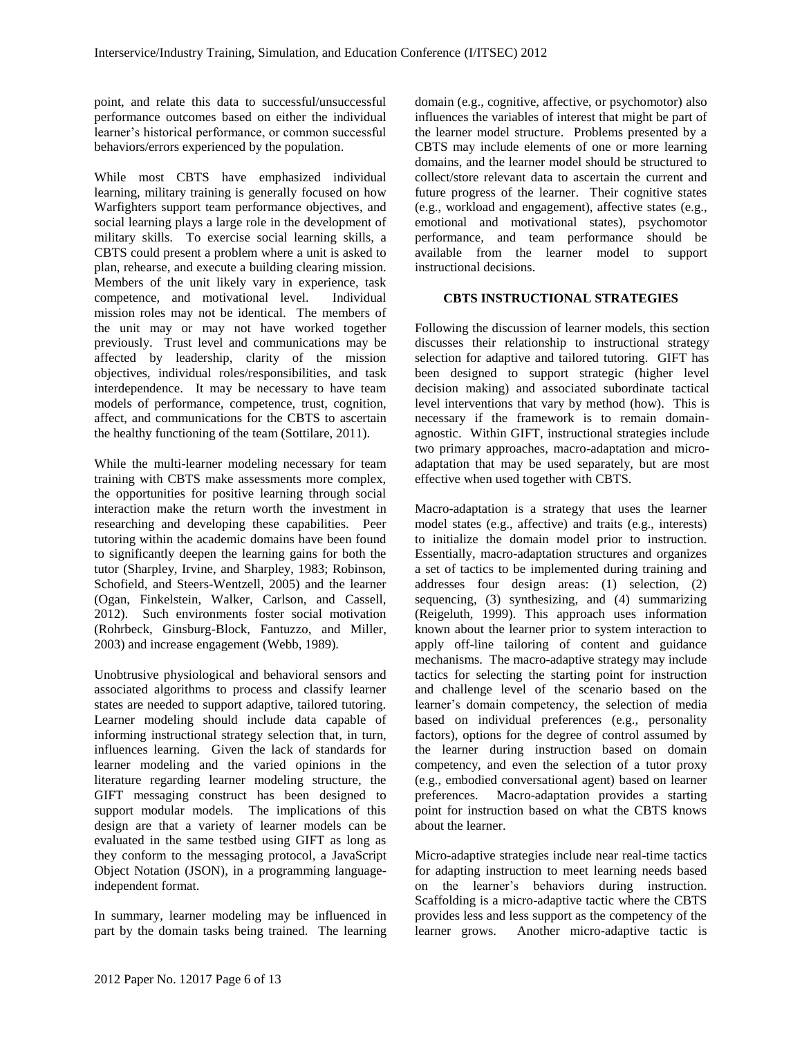point, and relate this data to successful/unsuccessful performance outcomes based on either the individual learner's historical performance, or common successful behaviors/errors experienced by the population.

While most CBTS have emphasized individual learning, military training is generally focused on how Warfighters support team performance objectives, and social learning plays a large role in the development of military skills. To exercise social learning skills, a CBTS could present a problem where a unit is asked to plan, rehearse, and execute a building clearing mission. Members of the unit likely vary in experience, task competence, and motivational level. Individual mission roles may not be identical. The members of the unit may or may not have worked together previously. Trust level and communications may be affected by leadership, clarity of the mission objectives, individual roles/responsibilities, and task interdependence. It may be necessary to have team models of performance, competence, trust, cognition, affect, and communications for the CBTS to ascertain the healthy functioning of the team (Sottilare, 2011).

While the multi-learner modeling necessary for team training with CBTS make assessments more complex, the opportunities for positive learning through social interaction make the return worth the investment in researching and developing these capabilities. Peer tutoring within the academic domains have been found to significantly deepen the learning gains for both the tutor (Sharpley, Irvine, and Sharpley, 1983; Robinson, Schofield, and Steers-Wentzell, 2005) and the learner (Ogan, Finkelstein, Walker, Carlson, and Cassell, 2012). Such environments foster social motivation (Rohrbeck, Ginsburg-Block, Fantuzzo, and Miller, 2003) and increase engagement (Webb, 1989).

Unobtrusive physiological and behavioral sensors and associated algorithms to process and classify learner states are needed to support adaptive, tailored tutoring. Learner modeling should include data capable of informing instructional strategy selection that, in turn, influences learning. Given the lack of standards for learner modeling and the varied opinions in the literature regarding learner modeling structure, the GIFT messaging construct has been designed to support modular models. The implications of this design are that a variety of learner models can be evaluated in the same testbed using GIFT as long as they conform to the messaging protocol, a JavaScript Object Notation (JSON), in a programming language-independent format.

In summary, learner modeling may be influenced in part by the domain tasks being trained. The learning domain (e.g., cognitive, affective, or psychomotor) also influences the variables of interest that might be part of the learner model structure. Problems presented by a CBTS may include elements of one or more learning domains, and the learner model should be structured to collect/store relevant data to ascertain the current and future progress of the learner. Their cognitive states (e.g., workload and engagement), affective states (e.g., emotional and motivational states), psychomotor performance, and team performance should be available from the learner model to support instructional decisions.

## CBTS INSTRUCTIONAL STRATEGIES

Following the discussion of learner models, this section discusses their relationship to instructional strategy selection for adaptive and tailored tutoring. GIFT has been designed to support strategic (higher level decision making) and associated subordinate tactical level interventions that vary by method (how). This is necessary if the framework is to remain domain-agnostic. Within GIFT, instructional strategies include two primary approaches, macro-adaptation and micro-adaptation that may be used separately, but are most effective when used together with CBTS.

Macro-adaptation is a strategy that uses the learner model states (e.g., affective) and traits (e.g., interests) to initialize the domain model prior to instruction. Essentially, macro-adaptation structures and organizes a set of tactics to be implemented during training and addresses four design areas: (1) selection, (2) sequencing, (3) synthesizing, and (4) summarizing (Reigeluth, 1999). This approach uses information known about the learner prior to system interaction to apply off-line tailoring of content and guidance mechanisms. The macro-adaptive strategy may include tactics for selecting the starting point for instruction and challenge level of the scenario based on the learner's domain competency, the selection of media based on individual preferences (e.g., personality factors), options for the degree of control assumed by the learner during instruction based on domain competency, and even the selection of a tutor proxy (e.g., embodied conversational agent) based on learner preferences. Macro-adaptation provides a starting point for instruction based on what the CBTS knows about the learner.

Micro-adaptive strategies include near real-time tactics for adapting instruction to meet learning needs based on the learner's behaviors during instruction. Scaffolding is a micro-adaptive tactic where the CBTS provides less and less support as the competency of the learner grows. Another micro-adaptive tactic is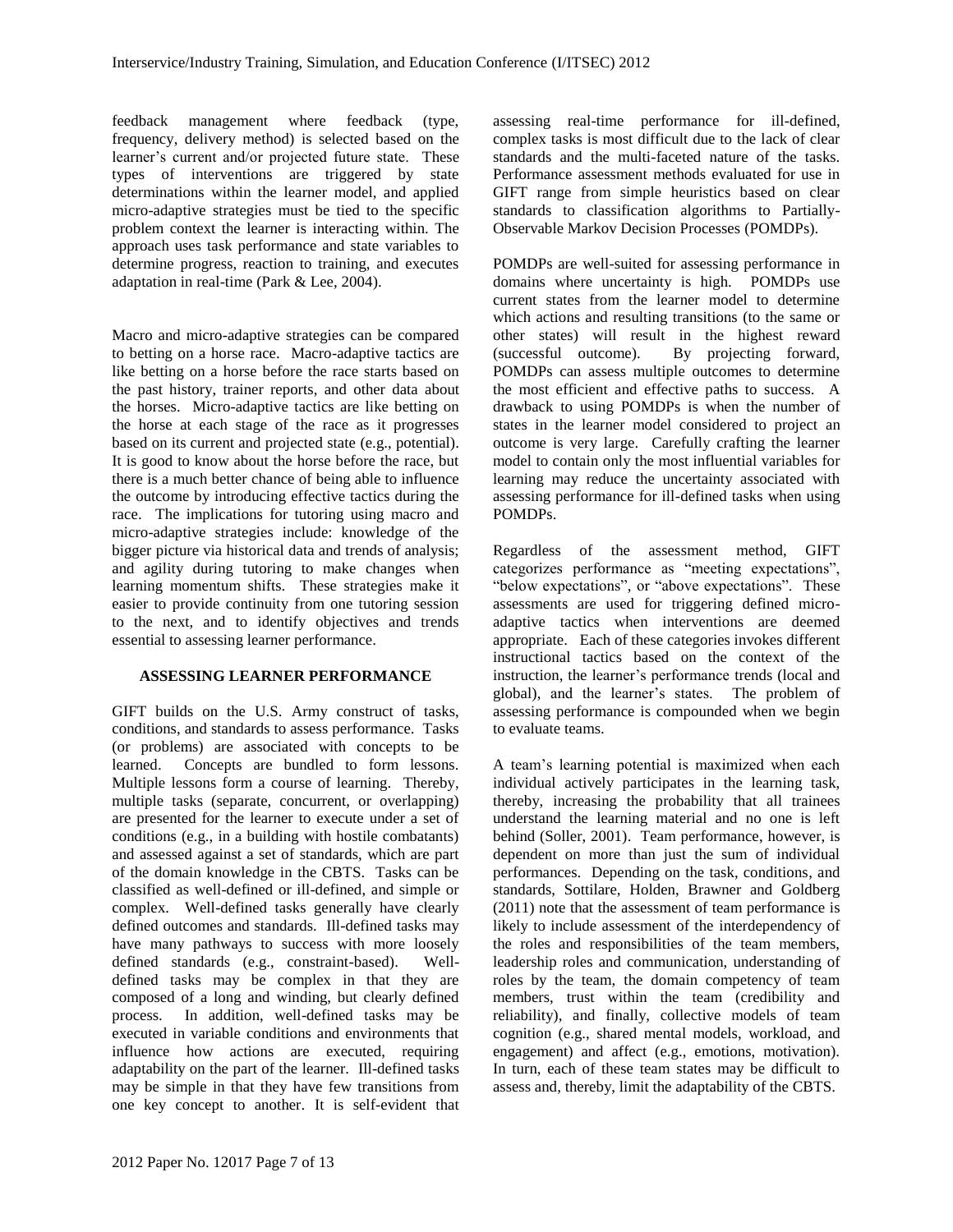feedback management where feedback (type, frequency, delivery method) is selected based on the learner's current and/or projected future state. These types of interventions are triggered by state determinations within the learner model, and applied micro-adaptive strategies must be tied to the specific problem context the learner is interacting within. The approach uses task performance and state variables to determine progress, reaction to training, and executes adaptation in real-time (Park & Lee, 2004).

Macro and micro-adaptive strategies can be compared to betting on a horse race. Macro-adaptive tactics are like betting on a horse before the race starts based on the past history, trainer reports, and other data about the horses. Micro-adaptive tactics are like betting on the horse at each stage of the race as it progresses based on its current and projected state (e.g., potential). It is good to know about the horse before the race, but there is a much better chance of being able to influence the outcome by introducing effective tactics during the race. The implications for tutoring using macro and micro-adaptive strategies include: knowledge of the bigger picture via historical data and trends of analysis; and agility during tutoring to make changes when learning momentum shifts. These strategies make it easier to provide continuity from one tutoring session to the next, and to identify objectives and trends essential to assessing learner performance.

## ASSESSING LEARNER PERFORMANCE

GIFT builds on the U.S. Army construct of tasks, conditions, and standards to assess performance. Tasks (or problems) are associated with concepts to be learned. Concepts are bundled to form lessons. Multiple lessons form a course of learning. Thereby, multiple tasks (separate, concurrent, or overlapping) are presented for the learner to execute under a set of conditions (e.g., in a building with hostile combatants) and assessed against a set of standards, which are part of the domain knowledge in the CBTS. Tasks can be classified as well-defined or ill-defined, and simple or complex. Well-defined tasks generally have clearly defined outcomes and standards. Ill-defined tasks may have many pathways to success with more loosely defined standards (e.g., constraint-based). Well-defined tasks may be complex in that they are composed of a long and winding, but clearly defined process. In addition, well-defined tasks may be executed in variable conditions and environments that influence how actions are executed, requiring adaptability on the part of the learner. Ill-defined tasks may be simple in that they have few transitions from one key concept to another. It is self-evident that assessing real-time performance for ill-defined, complex tasks is most difficult due to the lack of clear standards and the multi-faceted nature of the tasks. Performance assessment methods evaluated for use in GIFT range from simple heuristics based on clear standards to classification algorithms to Partially-Observable Markov Decision Processes (POMDPs).

POMDPs are well-suited for assessing performance in domains where uncertainty is high. POMDPs use current states from the learner model to determine which actions and resulting transitions (to the same or other states) will result in the highest reward (successful outcome). By projecting forward, POMDPs can assess multiple outcomes to determine the most efficient and effective paths to success. A drawback to using POMDPs is when the number of states in the learner model considered to project an outcome is very large. Carefully crafting the learner model to contain only the most influential variables for learning may reduce the uncertainty associated with assessing performance for ill-defined tasks when using POMDPs.

Regardless of the assessment method, GIFT categorizes performance as "meeting expectations", "below expectations", or "above expectations". These assessments are used for triggering defined micro-adaptive tactics when interventions are deemed appropriate. Each of these categories invokes different instructional tactics based on the context of the instruction, the learner's performance trends (local and global), and the learner's states. The problem of assessing performance is compounded when we begin to evaluate teams.

A team's learning potential is maximized when each individual actively participates in the learning task, thereby, increasing the probability that all trainees understand the learning material and no one is left behind (Soller, 2001). Team performance, however, is dependent on more than just the sum of individual performances. Depending on the task, conditions, and standards, Sottilare, Holden, Brawner and Goldberg (2011) note that the assessment of team performance is likely to include assessment of the interdependency of the roles and responsibilities of the team members, leadership roles and communication, understanding of roles by the team, the domain competency of team members, trust within the team (credibility and reliability), and finally, collective models of team cognition (e.g., shared mental models, workload, and engagement) and affect (e.g., emotions, motivation). In turn, each of these team states may be difficult to assess and, thereby, limit the adaptability of the CBTS.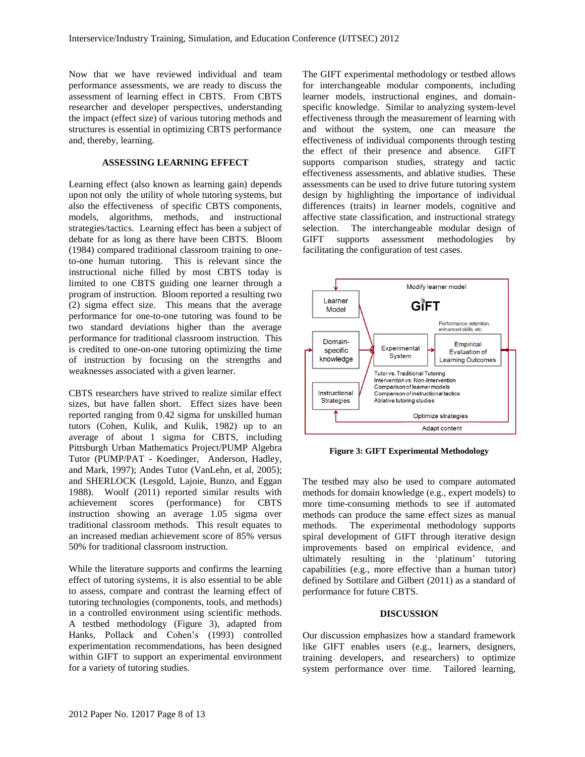Now that we have reviewed individual and team performance assessments, we are ready to discuss the assessment of learning effect in CBTS. From CBTS researcher and developer perspectives, understanding the impact (effect size) of various tutoring methods and structures is essential in optimizing CBTS performance and, thereby, learning.

## ASSESSING LEARNING EFFECT

Learning effect (also known as learning gain) depends upon not only the utility of whole tutoring systems, but also the effectiveness of specific CBTS components, models, algorithms, methods, and instructional strategies/tactics. Learning effect has been a subject of debate for as long as there have been CBTS. Bloom (1984) compared traditional classroom training to one-to-one human tutoring. This is relevant since the instructional niche filled by most CBTS today is limited to one CBTS guiding one learner through a program of instruction. Bloom reported a resulting two (2) sigma effect size. This means that the average performance for one-to-one tutoring was found to be two standard deviations higher than the average performance for traditional classroom instruction. This is credited to one-on-one tutoring optimizing the time of instruction by focusing on the strengths and weaknesses associated with a given learner.

CBTS researchers have strived to realize similar effect sizes, but have fallen short. Effect sizes have been reported ranging from 0.42 sigma for unskilled human tutors (Cohen, Kulik, and Kulik, 1982) up to an average of about 1 sigma for CBTS, including Pittsburgh Urban Mathematics Project/PUMP Algebra Tutor (PUMP/PAT - Koedinger, Anderson, Hadley, and Mark, 1997); Andes Tutor (VanLehn, et al, 2005); and SHERLOCK (Lesgold, Lajoie, Bunzo, and Eggan 1988). Woolf (2011) reported similar results with achievement scores (performance) for CBTS instruction showing an average 1.05 sigma over traditional classroom methods. This result equates to an increased median achievement score of 85% versus 50% for traditional classroom instruction.

While the literature supports and confirms the learning effect of tutoring systems, it is also essential to be able to assess, compare and contrast the learning effect of tutoring technologies (components, tools, and methods) in a controlled environment using scientific methods. A testbed methodology (Figure 3), adapted from Hanks, Pollack and Cohen's (1993) controlled experimentation recommendations, has been designed within GIFT to support an experimental environment for a variety of tutoring studies.

The GIFT experimental methodology or testbed allows for interchangeable modular components, including learner models, instructional engines, and domain-specific knowledge. Similar to analyzing system-level effectiveness through the measurement of learning with and without the system, one can measure the effectiveness of individual components through testing the effect of their presence and absence. GIFT supports comparison studies, strategy and tactic effectiveness assessments, and ablative studies. These assessments can be used to drive future tutoring system design by highlighting the importance of individual differences (traits) in learner models, cognitive and affective state classification, and instructional strategy selection. The interchangeable modular design of GIFT supports assessment methodologies by facilitating the configuration of test cases.

Modify learner model

GIFT

Learner Model

Domain-specific knowledge

Instructional Strategies

Experimental System

Performance, retention, enhanced skills, etc.

Empirical Evaluation of Learning Outcomes

Tutor vs. Traditional Tutoring
Intervention vs. Non-Intervention
Comparison of learner models
Comparison of instructional tactics
Ablative tutoring studies

Optimize strategies

Adapt content

**Figure 3: GIFT Experimental Methodology**

The testbed may also be used to compare automated methods for domain knowledge (e.g., expert models) to more time-consuming methods to see if automated methods can produce the same effect sizes as manual methods. The experimental methodology supports spiral development of GIFT through iterative design improvements based on empirical evidence, and ultimately resulting in the 'platinum' tutoring capabilities (e.g., more effective than a human tutor) defined by Sottilare and Gilbert (2011) as a standard of performance for future CBTS.

## DISCUSSION

Our discussion emphasizes how a standard framework like GIFT enables users (e.g., learners, designers, training developers, and researchers) to optimize system performance over time. Tailored learning,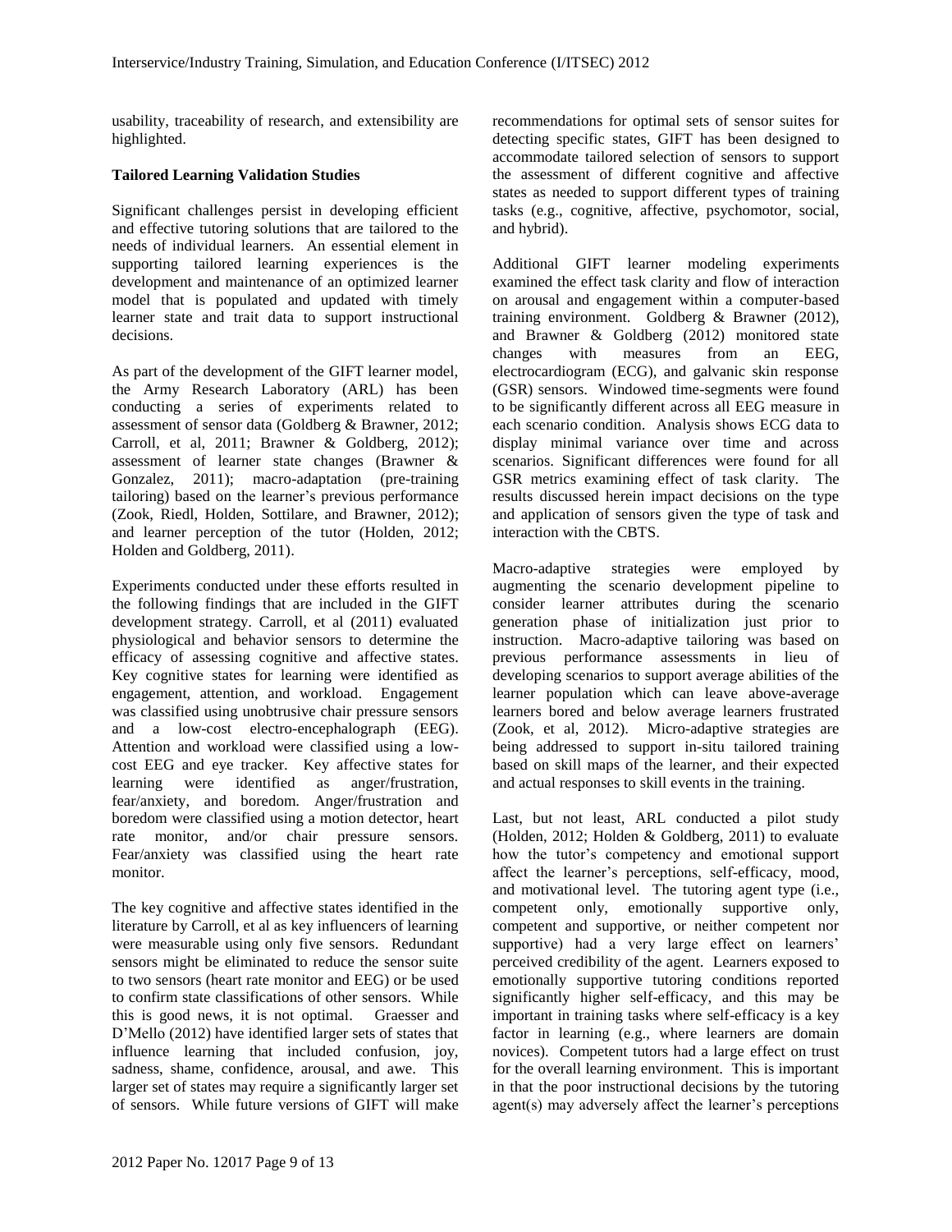usability, traceability of research, and extensibility are highlighted.

**Tailored Learning Validation Studies**

Significant challenges persist in developing efficient and effective tutoring solutions that are tailored to the needs of individual learners. An essential element in supporting tailored learning experiences is the development and maintenance of an optimized learner model that is populated and updated with timely learner state and trait data to support instructional decisions.

As part of the development of the GIFT learner model, the Army Research Laboratory (ARL) has been conducting a series of experiments related to assessment of sensor data (Goldberg & Brawner, 2012; Carroll, et al, 2011; Brawner & Goldberg, 2012); assessment of learner state changes (Brawner & Gonzalez, 2011); macro-adaptation (pre-training tailoring) based on the learner's previous performance (Zook, Riedl, Holden, Sottilare, and Brawner, 2012); and learner perception of the tutor (Holden, 2012; Holden and Goldberg, 2011).

Experiments conducted under these efforts resulted in the following findings that are included in the GIFT development strategy. Carroll, et al (2011) evaluated physiological and behavior sensors to determine the efficacy of assessing cognitive and affective states. Key cognitive states for learning were identified as engagement, attention, and workload. Engagement was classified using unobtrusive chair pressure sensors and a low-cost electro-encephalograph (EEG). Attention and workload were classified using a low-cost EEG and eye tracker. Key affective states for learning were identified as anger/frustration, fear/anxiety, and boredom. Anger/frustration and boredom were classified using a motion detector, heart rate monitor, and/or chair pressure sensors. Fear/anxiety was classified using the heart rate monitor.

The key cognitive and affective states identified in the literature by Carroll, et al as key influencers of learning were measurable using only five sensors. Redundant sensors might be eliminated to reduce the sensor suite to two sensors (heart rate monitor and EEG) or be used to confirm state classifications of other sensors. While this is good news, it is not optimal. Graesser and D'Mello (2012) have identified larger sets of states that influence learning that included confusion, joy, sadness, shame, confidence, arousal, and awe. This larger set of states may require a significantly larger set of sensors. While future versions of GIFT will make recommendations for optimal sets of sensor suites for detecting specific states, GIFT has been designed to accommodate tailored selection of sensors to support the assessment of different cognitive and affective states as needed to support different types of training tasks (e.g., cognitive, affective, psychomotor, social, and hybrid).

Additional GIFT learner modeling experiments examined the effect task clarity and flow of interaction on arousal and engagement within a computer-based training environment. Goldberg & Brawner (2012), and Brawner & Goldberg (2012) monitored state changes with measures from an EEG, electrocardiogram (ECG), and galvanic skin response (GSR) sensors. Windowed time-segments were found to be significantly different across all EEG measure in each scenario condition. Analysis shows ECG data to display minimal variance over time and across scenarios. Significant differences were found for all GSR metrics examining effect of task clarity. The results discussed herein impact decisions on the type and application of sensors given the type of task and interaction with the CBTS.

Macro-adaptive strategies were employed by augmenting the scenario development pipeline to consider learner attributes during the scenario generation phase of initialization just prior to instruction. Macro-adaptive tailoring was based on previous performance assessments in lieu of developing scenarios to support average abilities of the learner population which can leave above-average learners bored and below average learners frustrated (Zook, et al, 2012). Micro-adaptive strategies are being addressed to support in-situ tailored training based on skill maps of the learner, and their expected and actual responses to skill events in the training.

Last, but not least, ARL conducted a pilot study (Holden, 2012; Holden & Goldberg, 2011) to evaluate how the tutor's competency and emotional support affect the learner's perceptions, self-efficacy, mood, and motivational level. The tutoring agent type (i.e., competent only, emotionally supportive only, competent and supportive, or neither competent nor supportive) had a very large effect on learners' perceived credibility of the agent. Learners exposed to emotionally supportive tutoring conditions reported significantly higher self-efficacy, and this may be important in training tasks where self-efficacy is a key factor in learning (e.g., where learners are domain novices). Competent tutors had a large effect on trust for the overall learning environment. This is important in that the poor instructional decisions by the tutoring agent(s) may adversely affect the learner's perceptions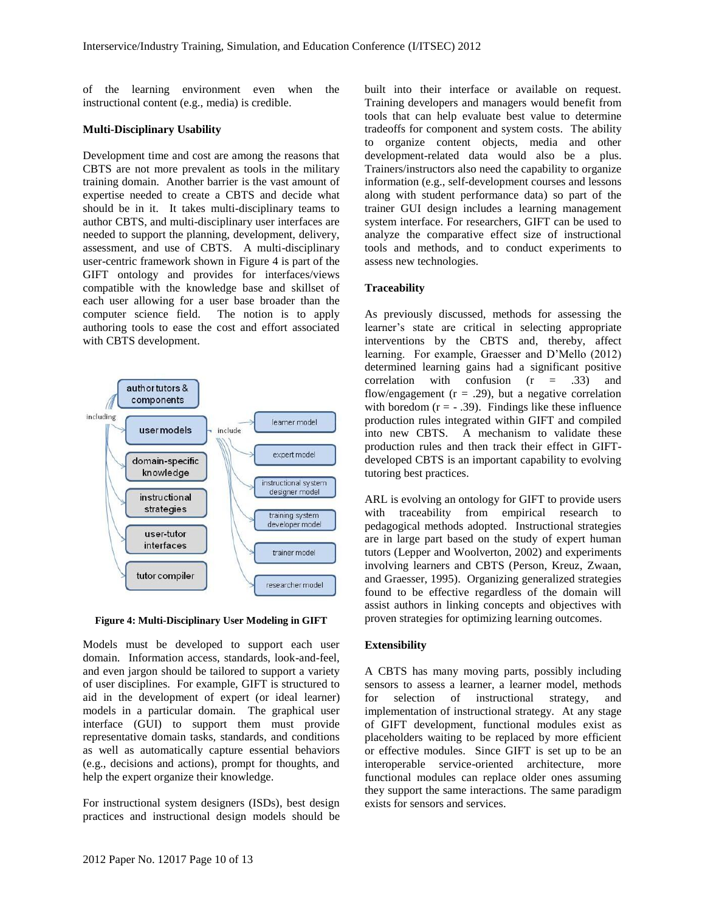of the learning environment even when the instructional content (e.g., media) is credible.

**Multi-Disciplinary Usability**

Development time and cost are among the reasons that CBTS are not more prevalent as tools in the military training domain. Another barrier is the vast amount of expertise needed to create a CBTS and decide what should be in it. It takes multi-disciplinary teams to author CBTS, and multi-disciplinary user interfaces are needed to support the planning, development, delivery, assessment, and use of CBTS. A multi-disciplinary user-centric framework shown in Figure 4 is part of the GIFT ontology and provides for interfaces/views compatible with the knowledge base and skillset of each user allowing for a user base broader than the computer science field. The notion is to apply authoring tools to ease the cost and effort associated with CBTS development.

**Figure 4: Multi-Disciplinary User Modeling in GIFT**

Models must be developed to support each user domain. Information access, standards, look-and-feel, and even jargon should be tailored to support a variety of user disciplines. For example, GIFT is structured to aid in the development of expert (or ideal learner) models in a particular domain. The graphical user interface (GUI) to support them must provide representative domain tasks, standards, and conditions as well as automatically capture essential behaviors (e.g., decisions and actions), prompt for thoughts, and help the expert organize their knowledge.

For instructional system designers (ISDs), best design practices and instructional design models should be built into their interface or available on request. Training developers and managers would benefit from tools that can help evaluate best value to determine tradeoffs for component and system costs. The ability to organize content objects, media and other development-related data would also be a plus. Trainers/instructors also need the capability to organize information (e.g., self-development courses and lessons along with student performance data) so part of the trainer GUI design includes a learning management system interface. For researchers, GIFT can be used to analyze the comparative effect size of instructional tools and methods, and to conduct experiments to assess new technologies.

**Traceability**

As previously discussed, methods for assessing the learner's state are critical in selecting appropriate interventions by the CBTS and, thereby, affect learning. For example, Graesser and D'Mello (2012) determined learning gains had a significant positive correlation with confusion ($r = .33$) and flow/engagement ($r = .29$), but a negative correlation with boredom ($r = -.39$). Findings like these influence production rules integrated within GIFT and compiled into new CBTS. A mechanism to validate these production rules and then track their effect in GIFT-developed CBTS is an important capability to evolving tutoring best practices.

ARL is evolving an ontology for GIFT to provide users with traceability from empirical research to pedagogical methods adopted. Instructional strategies are in large part based on the study of expert human tutors (Lepper and Woolverton, 2002) and experiments involving learners and CBTS (Person, Kreuz, Zwaan, and Graesser, 1995). Organizing generalized strategies found to be effective regardless of the domain will assist authors in linking concepts and objectives with proven strategies for optimizing learning outcomes.

**Extensibility**

A CBTS has many moving parts, possibly including sensors to assess a learner, a learner model, methods for selection of instructional strategy, and implementation of instructional strategy. At any stage of GIFT development, functional modules exist as placeholders waiting to be replaced by more efficient or effective modules. Since GIFT is set up to be an interoperable service-oriented architecture, more functional modules can replace older ones assuming they support the same interactions. The same paradigm exists for sensors and services.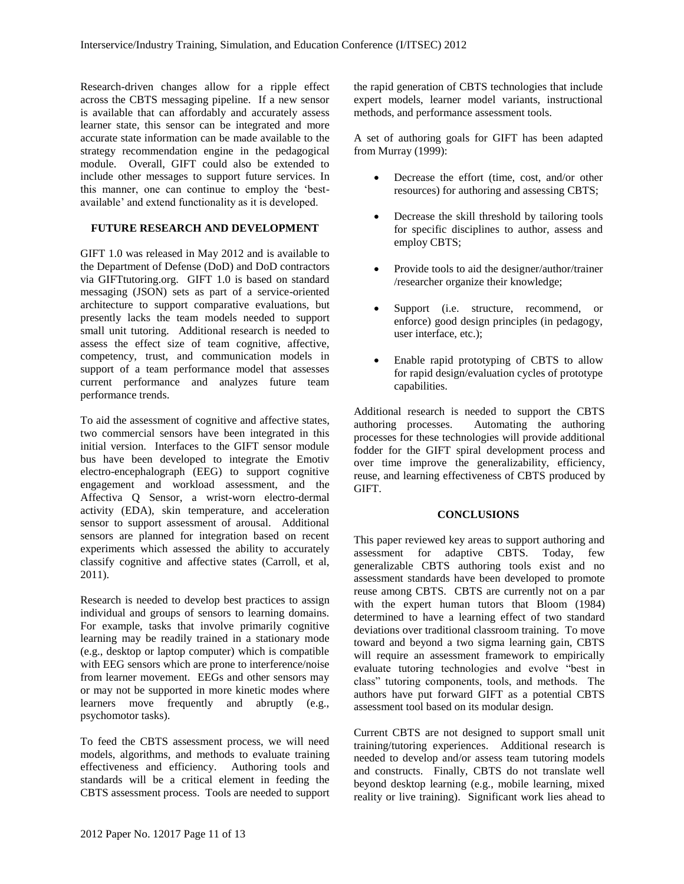Research-driven changes allow for a ripple effect across the CBTS messaging pipeline. If a new sensor is available that can affordably and accurately assess learner state, this sensor can be integrated and more accurate state information can be made available to the strategy recommendation engine in the pedagogical module. Overall, GIFT could also be extended to include other messages to support future services. In this manner, one can continue to employ the 'best-available' and extend functionality as it is developed.

## FUTURE RESEARCH AND DEVELOPMENT

GIFT 1.0 was released in May 2012 and is available to the Department of Defense (DoD) and DoD contractors via GIFTtutoring.org. GIFT 1.0 is based on standard messaging (JSON) sets as part of a service-oriented architecture to support comparative evaluations, but presently lacks the team models needed to support small unit tutoring. Additional research is needed to assess the effect size of team cognitive, affective, competency, trust, and communication models in support of a team performance model that assesses current performance and analyzes future team performance trends.

To aid the assessment of cognitive and affective states, two commercial sensors have been integrated in this initial version. Interfaces to the GIFT sensor module bus have been developed to integrate the Emotiv electro-encephalograph (EEG) to support cognitive engagement and workload assessment, and the Affectiva Q Sensor, a wrist-worn electro-dermal activity (EDA), skin temperature, and acceleration sensor to support assessment of arousal. Additional sensors are planned for integration based on recent experiments which assessed the ability to accurately classify cognitive and affective states (Carroll, et al, 2011).

Research is needed to develop best practices to assign individual and groups of sensors to learning domains. For example, tasks that involve primarily cognitive learning may be readily trained in a stationary mode (e.g., desktop or laptop computer) which is compatible with EEG sensors which are prone to interference/noise from learner movement. EEGs and other sensors may or may not be supported in more kinetic modes where learners move frequently and abruptly (e.g., psychomotor tasks).

To feed the CBTS assessment process, we will need models, algorithms, and methods to evaluate training effectiveness and efficiency. Authoring tools and standards will be a critical element in feeding the CBTS assessment process. Tools are needed to support the rapid generation of CBTS technologies that include expert models, learner model variants, instructional methods, and performance assessment tools.

A set of authoring goals for GIFT has been adapted from Murray (1999):

- Decrease the effort (time, cost, and/or other resources) for authoring and assessing CBTS;
- Decrease the skill threshold by tailoring tools for specific disciplines to author, assess and employ CBTS;
- Provide tools to aid the designer/author/trainer /researcher organize their knowledge;
- Support (i.e. structure, recommend, or enforce) good design principles (in pedagogy, user interface, etc.);
- Enable rapid prototyping of CBTS to allow for rapid design/evaluation cycles of prototype capabilities.

Additional research is needed to support the CBTS authoring processes. Automating the authoring processes for these technologies will provide additional fodder for the GIFT spiral development process and over time improve the generalizability, efficiency, reuse, and learning effectiveness of CBTS produced by GIFT.

## CONCLUSIONS

This paper reviewed key areas to support authoring and assessment for adaptive CBTS. Today, few generalizable CBTS authoring tools exist and no assessment standards have been developed to promote reuse among CBTS. CBTS are currently not on a par with the expert human tutors that Bloom (1984) determined to have a learning effect of two standard deviations over traditional classroom training. To move toward and beyond a two sigma learning gain, CBTS will require an assessment framework to empirically evaluate tutoring technologies and evolve "best in class" tutoring components, tools, and methods. The authors have put forward GIFT as a potential CBTS assessment tool based on its modular design.

Current CBTS are not designed to support small unit training/tutoring experiences. Additional research is needed to develop and/or assess team tutoring models and constructs. Finally, CBTS do not translate well beyond desktop learning (e.g., mobile learning, mixed reality or live training). Significant work lies ahead to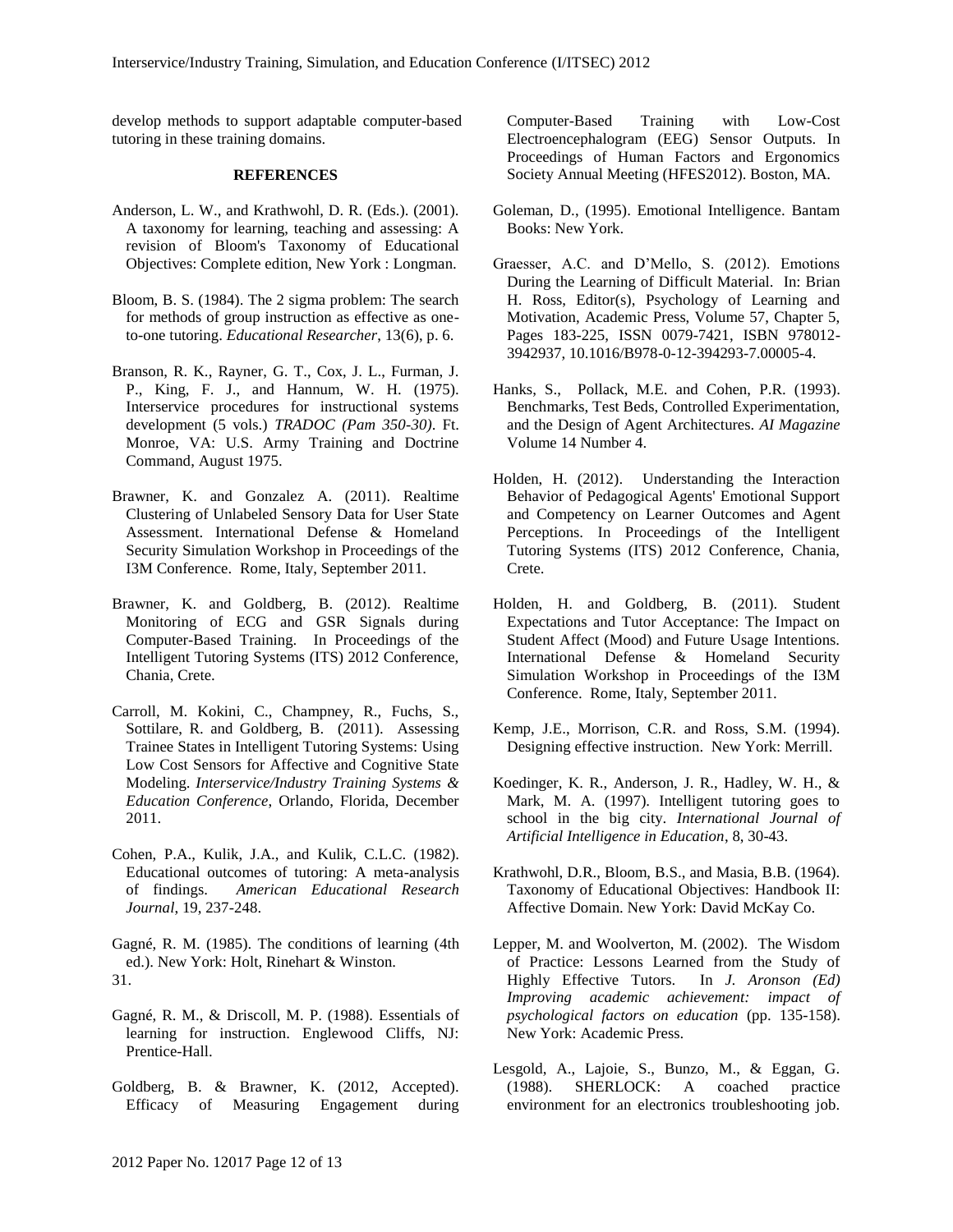develop methods to support adaptable computer-based tutoring in these training domains.

## REFERENCES

Anderson, L. W., and Krathwohl, D. R. (Eds.). (2001). A taxonomy for learning, teaching and assessing: A revision of Bloom's Taxonomy of Educational Objectives: Complete edition, New York : Longman.

Bloom, B. S. (1984). The 2 sigma problem: The search for methods of group instruction as effective as one-to-one tutoring. *Educational Researcher*, 13(6), p. 6.

Branson, R. K., Rayner, G. T., Cox, J. L., Furman, J. P., King, F. J., and Hannum, W. H. (1975). Interservice procedures for instructional systems development (5 vols.) *TRADOC (Pam 350-30)*. Ft. Monroe, VA: U.S. Army Training and Doctrine Command, August 1975.

Brawner, K. and Gonzalez A. (2011). Realtime Clustering of Unlabeled Sensory Data for User State Assessment. International Defense & Homeland Security Simulation Workshop in Proceedings of the I3M Conference. Rome, Italy, September 2011.

Brawner, K. and Goldberg, B. (2012). Realtime Monitoring of ECG and GSR Signals during Computer-Based Training. In Proceedings of the Intelligent Tutoring Systems (ITS) 2012 Conference, Chania, Crete.

Carroll, M. Kokini, C., Champney, R., Fuchs, S., Sottilare, R. and Goldberg, B. (2011). Assessing Trainee States in Intelligent Tutoring Systems: Using Low Cost Sensors for Affective and Cognitive State Modeling. *Interservice/Industry Training Systems & Education Conference*, Orlando, Florida, December 2011.

Cohen, P.A., Kulik, J.A., and Kulik, C.L.C. (1982). Educational outcomes of tutoring: A meta-analysis of findings. *American Educational Research Journal*, 19, 237-248.

Gagné, R. M. (1985). The conditions of learning (4th ed.). New York: Holt, Rinehart & Winston.
31.

Gagné, R. M., & Driscoll, M. P. (1988). Essentials of learning for instruction. Englewood Cliffs, NJ: Prentice-Hall.

Goldberg, B. & Brawner, K. (2012, Accepted). Efficacy of Measuring Engagement during Computer-Based Training with Low-Cost Electroencephalogram (EEG) Sensor Outputs. In Proceedings of Human Factors and Ergonomics Society Annual Meeting (HFES2012). Boston, MA.

Goleman, D., (1995). Emotional Intelligence. Bantam Books: New York.

Graesser, A.C. and D'Mello, S. (2012). Emotions During the Learning of Difficult Material. In: Brian H. Ross, Editor(s), Psychology of Learning and Motivation, Academic Press, Volume 57, Chapter 5, Pages 183-225, ISSN 0079-7421, ISBN 978012-3942937, 10.1016/B978-0-12-394293-7.00005-4.

Hanks, S., Pollack, M.E. and Cohen, P.R. (1993). Benchmarks, Test Beds, Controlled Experimentation, and the Design of Agent Architectures. *AI Magazine* Volume 14 Number 4.

Holden, H. (2012). Understanding the Interaction Behavior of Pedagogical Agents' Emotional Support and Competency on Learner Outcomes and Agent Perceptions. In Proceedings of the Intelligent Tutoring Systems (ITS) 2012 Conference, Chania, Crete.

Holden, H. and Goldberg, B. (2011). Student Expectations and Tutor Acceptance: The Impact on Student Affect (Mood) and Future Usage Intentions. International Defense & Homeland Security Simulation Workshop in Proceedings of the I3M Conference. Rome, Italy, September 2011.

Kemp, J.E., Morrison, C.R. and Ross, S.M. (1994). Designing effective instruction. New York: Merrill.

Koedinger, K. R., Anderson, J. R., Hadley, W. H., & Mark, M. A. (1997). Intelligent tutoring goes to school in the big city. *International Journal of Artificial Intelligence in Education*, 8, 30-43.

Krathwohl, D.R., Bloom, B.S., and Masia, B.B. (1964). Taxonomy of Educational Objectives: Handbook II: Affective Domain. New York: David McKay Co.

Lepper, M. and Woolverton, M. (2002). The Wisdom of Practice: Lessons Learned from the Study of Highly Effective Tutors. In *J. Aronson (Ed) Improving academic achievement: impact of psychological factors on education* (pp. 135-158). New York: Academic Press.

Lesgold, A., Lajoie, S., Bunzo, M., & Eggan, G. (1988). SHERLOCK: A coached practice environment for an electronics troubleshooting job.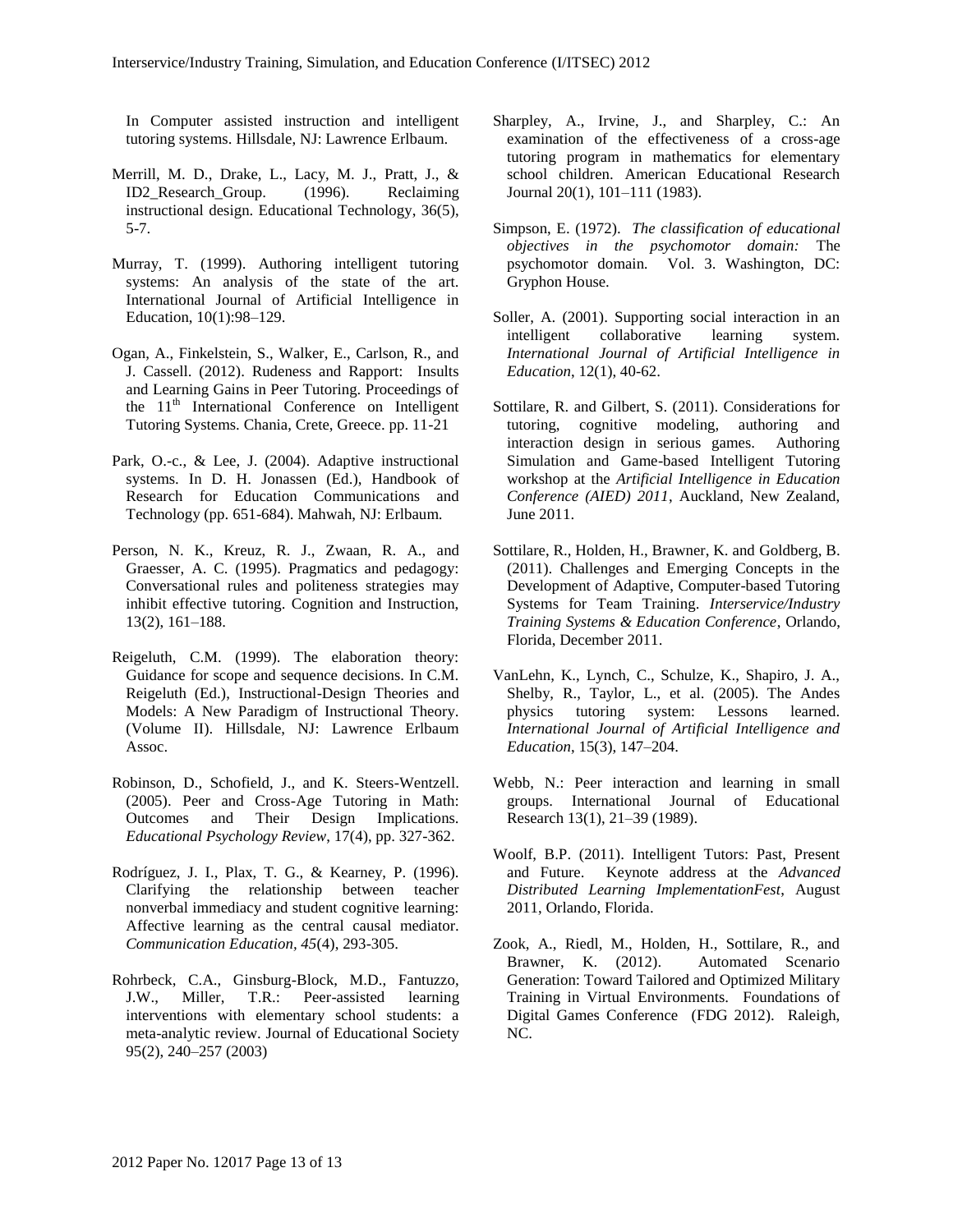In Computer assisted instruction and intelligent tutoring systems. Hillsdale, NJ: Lawrence Erlbaum.

Merrill, M. D., Drake, L., Lacy, M. J., Pratt, J., & ID2_Research_Group. (1996). Reclaiming instructional design. Educational Technology, 36(5), 5-7.

Murray, T. (1999). Authoring intelligent tutoring systems: An analysis of the state of the art. International Journal of Artificial Intelligence in Education, 10(1):98–129.

Ogan, A., Finkelstein, S., Walker, E., Carlson, R., and J. Cassell. (2012). Rudeness and Rapport: Insults and Learning Gains in Peer Tutoring. Proceedings of the 11th International Conference on Intelligent Tutoring Systems. Chania, Crete, Greece. pp. 11-21

Park, O.-c., & Lee, J. (2004). Adaptive instructional systems. In D. H. Jonassen (Ed.), Handbook of Research for Education Communications and Technology (pp. 651-684). Mahwah, NJ: Erlbaum.

Person, N. K., Kreuz, R. J., Zwaan, R. A., and Graesser, A. C. (1995). Pragmatics and pedagogy: Conversational rules and politeness strategies may inhibit effective tutoring. Cognition and Instruction, 13(2), 161–188.

Reigeluth, C.M. (1999). The elaboration theory: Guidance for scope and sequence decisions. In C.M. Reigeluth (Ed.), Instructional-Design Theories and Models: A New Paradigm of Instructional Theory. (Volume II). Hillsdale, NJ: Lawrence Erlbaum Assoc.

Robinson, D., Schofield, J., and K. Steers-Wentzell. (2005). Peer and Cross-Age Tutoring in Math: Outcomes and Their Design Implications. *Educational Psychology Review*, 17(4), pp. 327-362.

Rodríguez, J. I., Plax, T. G., & Kearney, P. (1996). Clarifying the relationship between teacher nonverbal immediacy and student cognitive learning: Affective learning as the central causal mediator. *Communication Education, 45*(4), 293-305.

Rohrbeck, C.A., Ginsburg-Block, M.D., Fantuzzo, J.W., Miller, T.R.: Peer-assisted learning interventions with elementary school students: a meta-analytic review. Journal of Educational Society 95(2), 240–257 (2003)

Sharpley, A., Irvine, J., and Sharpley, C.: An examination of the effectiveness of a cross-age tutoring program in mathematics for elementary school children. American Educational Research Journal 20(1), 101–111 (1983).

Simpson, E. (1972). *The classification of educational objectives in the psychomotor domain:* The psychomotor domain. Vol. 3. Washington, DC: Gryphon House.

Soller, A. (2001). Supporting social interaction in an intelligent collaborative learning system. *International Journal of Artificial Intelligence in Education*, 12(1), 40-62.

Sottilare, R. and Gilbert, S. (2011). Considerations for tutoring, cognitive modeling, authoring and interaction design in serious games. Authoring Simulation and Game-based Intelligent Tutoring workshop at the *Artificial Intelligence in Education Conference (AIED) 2011*, Auckland, New Zealand, June 2011.

Sottilare, R., Holden, H., Brawner, K. and Goldberg, B. (2011). Challenges and Emerging Concepts in the Development of Adaptive, Computer-based Tutoring Systems for Team Training. *Interservice/Industry Training Systems & Education Conference*, Orlando, Florida, December 2011.

VanLehn, K., Lynch, C., Schulze, K., Shapiro, J. A., Shelby, R., Taylor, L., et al. (2005). The Andes physics tutoring system: Lessons learned. *International Journal of Artificial Intelligence and Education*, 15(3), 147–204.

Webb, N.: Peer interaction and learning in small groups. International Journal of Educational Research 13(1), 21–39 (1989).

Woolf, B.P. (2011). Intelligent Tutors: Past, Present and Future. Keynote address at the *Advanced Distributed Learning ImplementationFest*, August 2011, Orlando, Florida.

Zook, A., Riedl, M., Holden, H., Sottilare, R., and Brawner, K. (2012). Automated Scenario Generation: Toward Tailored and Optimized Military Training in Virtual Environments. Foundations of Digital Games Conference (FDG 2012). Raleigh, NC.